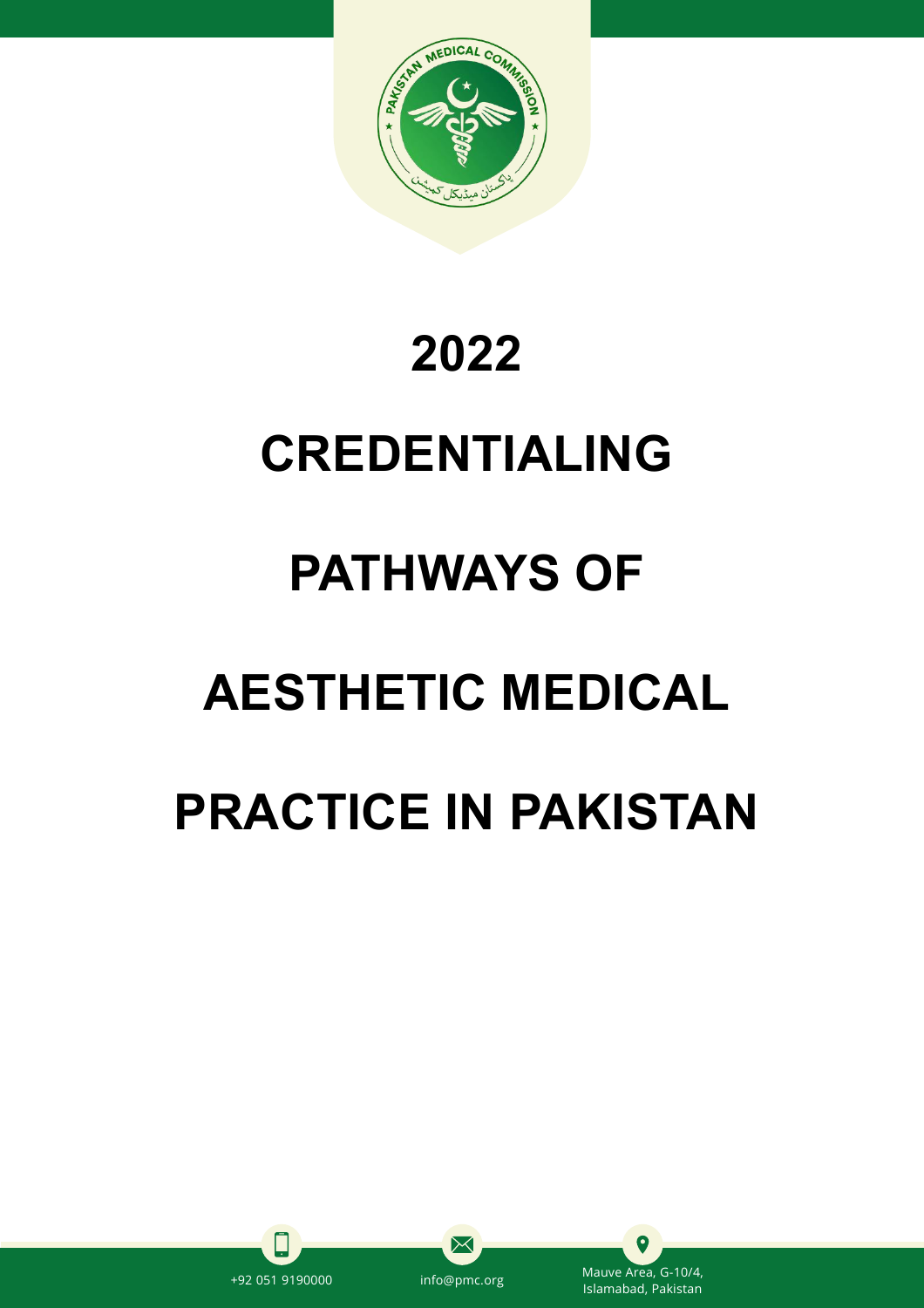# 2022

# CREDENTIALING PATHWAYS OF AESTHETIC MEDICAL PRACTICE IN PAKISTAN

+92 051 9190000

info@pmc.org

Mauve Area, G-10/4, Islamabad, Pakistan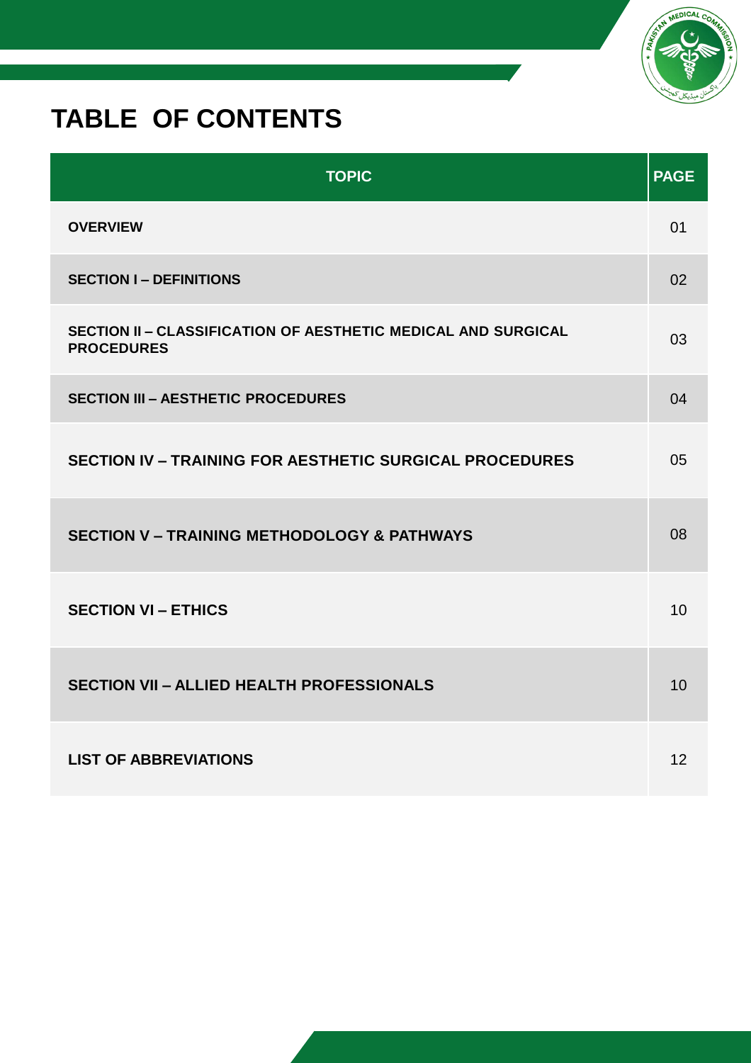# TABLE OF CONTENTS

| TOPIC | PAGE |
|---|---|
| **OVERVIEW** | 01 |
| **SECTION I – DEFINITIONS** | 02 |
| **SECTION II – CLASSIFICATION OF AESTHETIC MEDICAL AND SURGICAL PROCEDURES** | 03 |
| **SECTION III – AESTHETIC PROCEDURES** | 04 |
| **SECTION IV – TRAINING FOR AESTHETIC SURGICAL PROCEDURES** | 05 |
| **SECTION V – TRAINING METHODOLOGY & PATHWAYS** | 08 |
| **SECTION VI – ETHICS** | 10 |
| **SECTION VII – ALLIED HEALTH PROFESSIONALS** | 10 |
| **LIST OF ABBREVIATIONS** | 12 |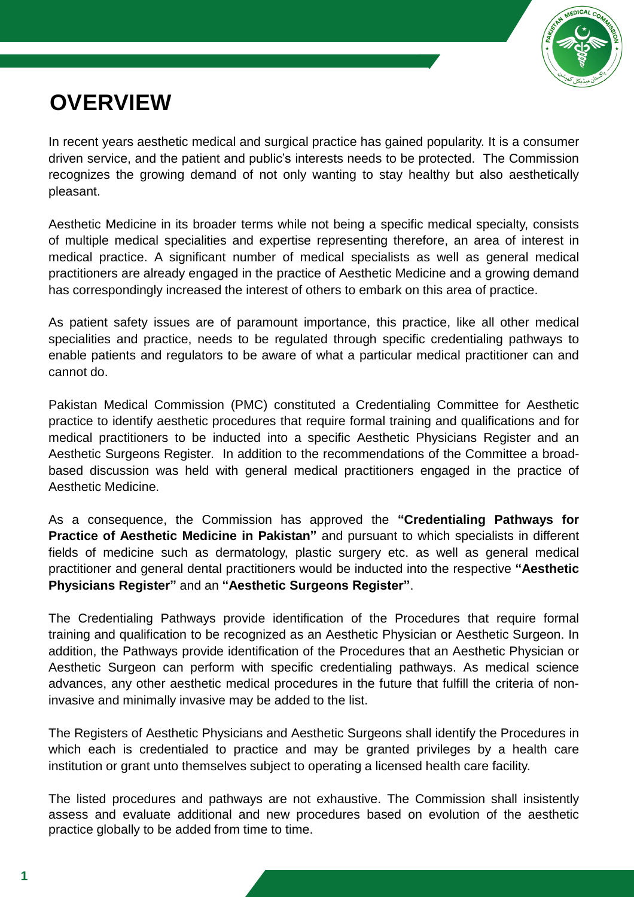# OVERVIEW

In recent years aesthetic medical and surgical practice has gained popularity. It is a consumer driven service, and the patient and public's interests needs to be protected. The Commission recognizes the growing demand of not only wanting to stay healthy but also aesthetically pleasant.

Aesthetic Medicine in its broader terms while not being a specific medical specialty, consists of multiple medical specialities and expertise representing therefore, an area of interest in medical practice. A significant number of medical specialists as well as general medical practitioners are already engaged in the practice of Aesthetic Medicine and a growing demand has correspondingly increased the interest of others to embark on this area of practice.

As patient safety issues are of paramount importance, this practice, like all other medical specialities and practice, needs to be regulated through specific credentialing pathways to enable patients and regulators to be aware of what a particular medical practitioner can and cannot do.

Pakistan Medical Commission (PMC) constituted a Credentialing Committee for Aesthetic practice to identify aesthetic procedures that require formal training and qualifications and for medical practitioners to be inducted into a specific Aesthetic Physicians Register and an Aesthetic Surgeons Register. In addition to the recommendations of the Committee a broad-based discussion was held with general medical practitioners engaged in the practice of Aesthetic Medicine.

As a consequence, the Commission has approved the **"Credentialing Pathways for Practice of Aesthetic Medicine in Pakistan"** and pursuant to which specialists in different fields of medicine such as dermatology, plastic surgery etc. as well as general medical practitioner and general dental practitioners would be inducted into the respective **"Aesthetic Physicians Register"** and an **"Aesthetic Surgeons Register"**.

The Credentialing Pathways provide identification of the Procedures that require formal training and qualification to be recognized as an Aesthetic Physician or Aesthetic Surgeon. In addition, the Pathways provide identification of the Procedures that an Aesthetic Physician or Aesthetic Surgeon can perform with specific credentialing pathways. As medical science advances, any other aesthetic medical procedures in the future that fulfill the criteria of non-invasive and minimally invasive may be added to the list.

The Registers of Aesthetic Physicians and Aesthetic Surgeons shall identify the Procedures in which each is credentialed to practice and may be granted privileges by a health care institution or grant unto themselves subject to operating a licensed health care facility.

The listed procedures and pathways are not exhaustive. The Commission shall insistently assess and evaluate additional and new procedures based on evolution of the aesthetic practice globally to be added from time to time.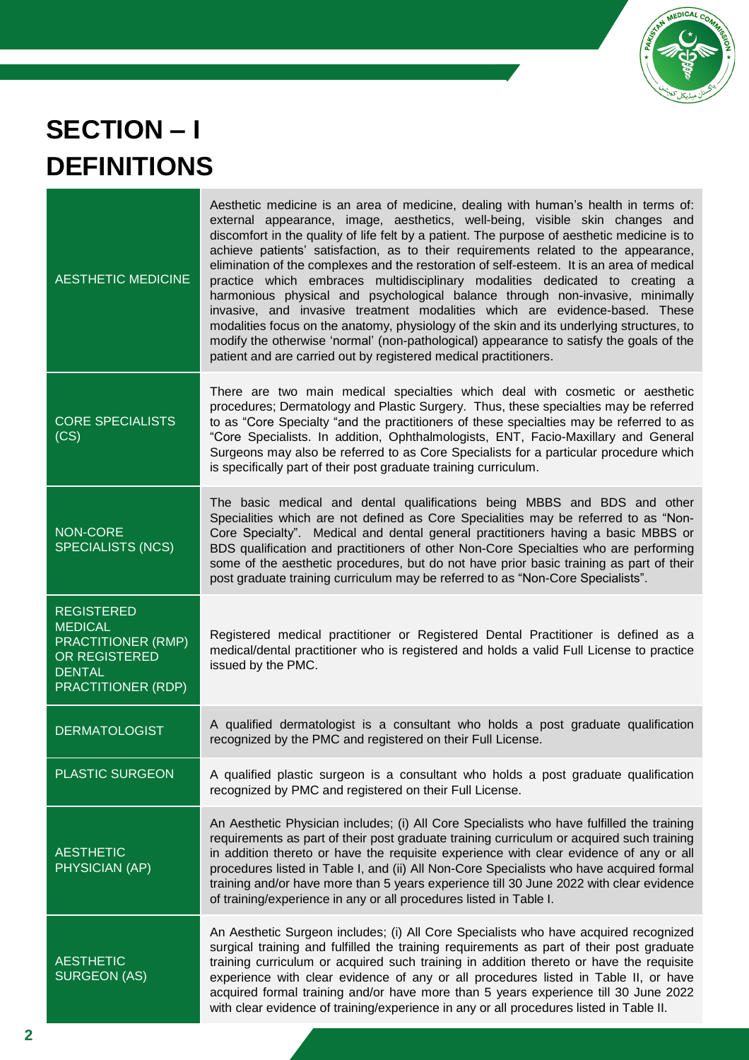# SECTION – I
# DEFINITIONS

| | |
|---|---|
| AESTHETIC MEDICINE | Aesthetic medicine is an area of medicine, dealing with human's health in terms of: external appearance, image, aesthetics, well-being, visible skin changes and discomfort in the quality of life felt by a patient. The purpose of aesthetic medicine is to achieve patients' satisfaction, as to their requirements related to the appearance, elimination of the complexes and the restoration of self-esteem. It is an area of medical practice which embraces multidisciplinary modalities dedicated to creating a harmonious physical and psychological balance through non-invasive, minimally invasive, and invasive treatment modalities which are evidence-based. These modalities focus on the anatomy, physiology of the skin and its underlying structures, to modify the otherwise 'normal' (non-pathological) appearance to satisfy the goals of the patient and are carried out by registered medical practitioners. |
| CORE SPECIALISTS (CS) | There are two main medical specialties which deal with cosmetic or aesthetic procedures; Dermatology and Plastic Surgery. Thus, these specialties may be referred to as "Core Specialty "and the practitioners of these specialties may be referred to as "Core Specialists. In addition, Ophthalmologists, ENT, Facio-Maxillary and General Surgeons may also be referred to as Core Specialists for a particular procedure which is specifically part of their post graduate training curriculum. |
| NON-CORE SPECIALISTS (NCS) | The basic medical and dental qualifications being MBBS and BDS and other Specialities which are not defined as Core Specialities may be referred to as "Non-Core Specialty". Medical and dental general practitioners having a basic MBBS or BDS qualification and practitioners of other Non-Core Specialties who are performing some of the aesthetic procedures, but do not have prior basic training as part of their post graduate training curriculum may be referred to as "Non-Core Specialists". |
| REGISTERED MEDICAL PRACTITIONER (RMP) OR REGISTERED DENTAL PRACTITIONER (RDP) | Registered medical practitioner or Registered Dental Practitioner is defined as a medical/dental practitioner who is registered and holds a valid Full License to practice issued by the PMC. |
| DERMATOLOGIST | A qualified dermatologist is a consultant who holds a post graduate qualification recognized by the PMC and registered on their Full License. |
| PLASTIC SURGEON | A qualified plastic surgeon is a consultant who holds a post graduate qualification recognized by PMC and registered on their Full License. |
| AESTHETIC PHYSICIAN (AP) | An Aesthetic Physician includes; (i) All Core Specialists who have fulfilled the training requirements as part of their post graduate training curriculum or acquired such training in addition thereto or have the requisite experience with clear evidence of any or all procedures listed in Table I, and (ii) All Non-Core Specialists who have acquired formal training and/or have more than 5 years experience till 30 June 2022 with clear evidence of training/experience in any or all procedures listed in Table I. |
| AESTHETIC SURGEON (AS) | An Aesthetic Surgeon includes; (i) All Core Specialists who have acquired recognized surgical training and fulfilled the training requirements as part of their post graduate training curriculum or acquired such training in addition thereto or have the requisite experience with clear evidence of any or all procedures listed in Table II, or have acquired formal training and/or have more than 5 years experience till 30 June 2022 with clear evidence of training/experience in any or all procedures listed in Table II. |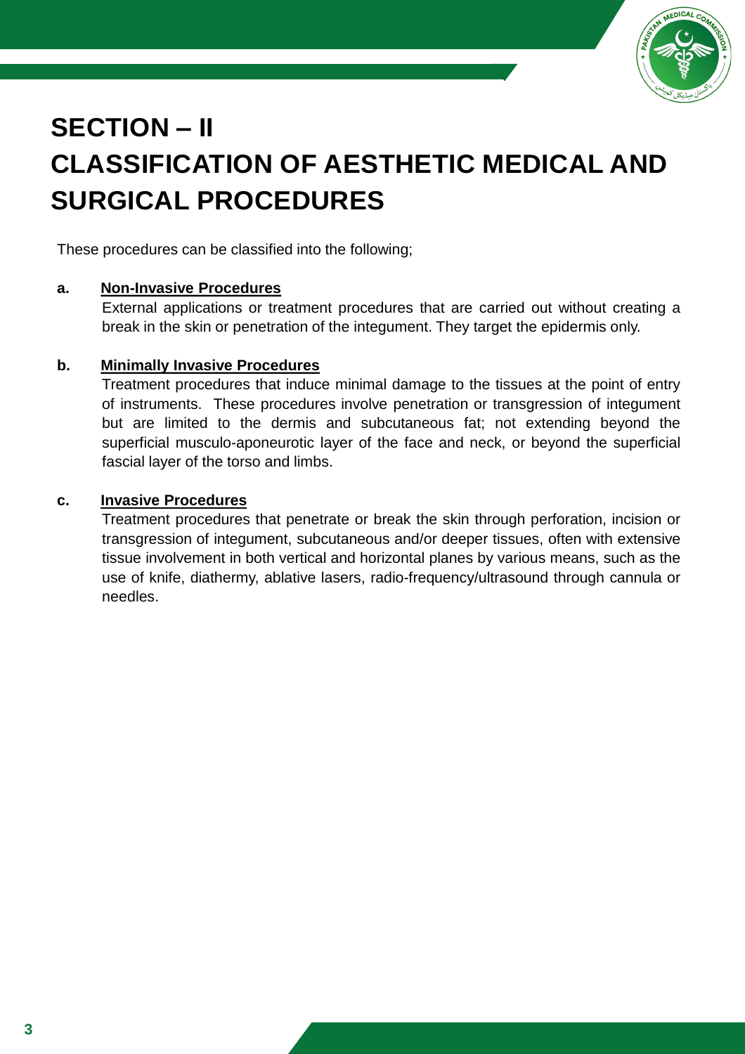# SECTION – II
# CLASSIFICATION OF AESTHETIC MEDICAL AND SURGICAL PROCEDURES

These procedures can be classified into the following;

**a. <u>Non-Invasive Procedures</u>**

External applications or treatment procedures that are carried out without creating a break in the skin or penetration of the integument. They target the epidermis only.

**b. <u>Minimally Invasive Procedures</u>**

Treatment procedures that induce minimal damage to the tissues at the point of entry of instruments. These procedures involve penetration or transgression of integument but are limited to the dermis and subcutaneous fat; not extending beyond the superficial musculo-aponeurotic layer of the face and neck, or beyond the superficial fascial layer of the torso and limbs.

**c. <u>Invasive Procedures</u>**

Treatment procedures that penetrate or break the skin through perforation, incision or transgression of integument, subcutaneous and/or deeper tissues, often with extensive tissue involvement in both vertical and horizontal planes by various means, such as the use of knife, diathermy, ablative lasers, radio-frequency/ultrasound through cannula or needles.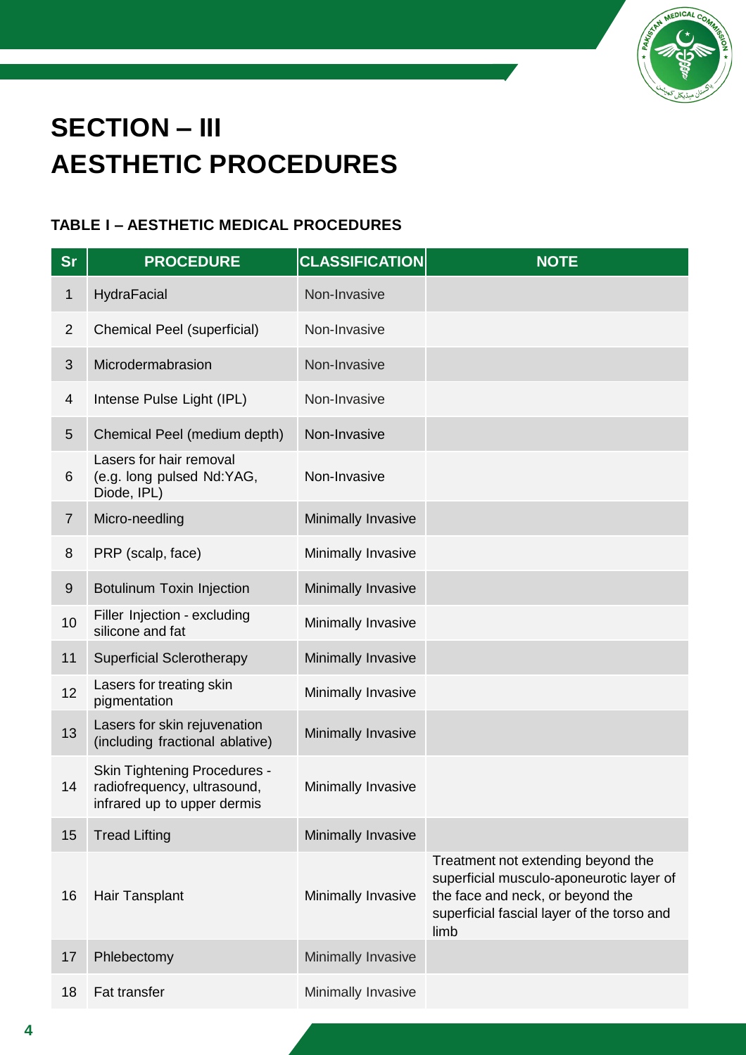# SECTION – III
# AESTHETIC PROCEDURES

### TABLE I – AESTHETIC MEDICAL PROCEDURES

| Sr | PROCEDURE | CLASSIFICATION | NOTE |
|---|---|---|---|
| 1 | HydraFacial | Non-Invasive | |
| 2 | Chemical Peel (superficial) | Non-Invasive | |
| 3 | Microdermabrasion | Non-Invasive | |
| 4 | Intense Pulse Light (IPL) | Non-Invasive | |
| 5 | Chemical Peel (medium depth) | Non-Invasive | |
| 6 | Lasers for hair removal (e.g. long pulsed Nd:YAG, Diode, IPL) | Non-Invasive | |
| 7 | Micro-needling | Minimally Invasive | |
| 8 | PRP (scalp, face) | Minimally Invasive | |
| 9 | Botulinum Toxin Injection | Minimally Invasive | |
| 10 | Filler Injection - excluding silicone and fat | Minimally Invasive | |
| 11 | Superficial Sclerotherapy | Minimally Invasive | |
| 12 | Lasers for treating skin pigmentation | Minimally Invasive | |
| 13 | Lasers for skin rejuvenation (including fractional ablative) | Minimally Invasive | |
| 14 | Skin Tightening Procedures - radiofrequency, ultrasound, infrared up to upper dermis | Minimally Invasive | |
| 15 | Tread Lifting | Minimally Invasive | |
| 16 | Hair Tansplant | Minimally Invasive | Treatment not extending beyond the superficial musculo-aponeurotic layer of the face and neck, or beyond the superficial fascial layer of the torso and limb |
| 17 | Phlebectomy | Minimally Invasive | |
| 18 | Fat transfer | Minimally Invasive | |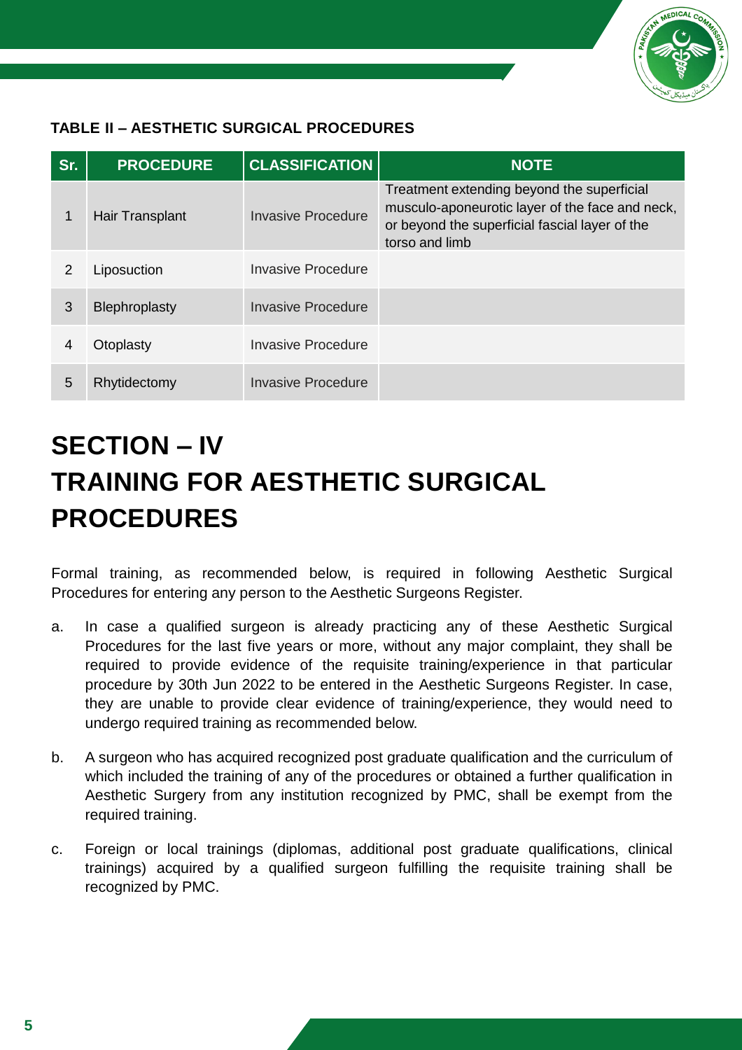**TABLE II – AESTHETIC SURGICAL PROCEDURES**

| Sr. | PROCEDURE | CLASSIFICATION | NOTE |
|---|---|---|---|
| 1 | Hair Transplant | Invasive Procedure | Treatment extending beyond the superficial musculo-aponeurotic layer of the face and neck, or beyond the superficial fascial layer of the torso and limb |
| 2 | Liposuction | Invasive Procedure | |
| 3 | Blephroplasty | Invasive Procedure | |
| 4 | Otoplasty | Invasive Procedure | |
| 5 | Rhytidectomy | Invasive Procedure | |

# SECTION – IV
# TRAINING FOR AESTHETIC SURGICAL PROCEDURES

Formal training, as recommended below, is required in following Aesthetic Surgical Procedures for entering any person to the Aesthetic Surgeons Register.

a. In case a qualified surgeon is already practicing any of these Aesthetic Surgical Procedures for the last five years or more, without any major complaint, they shall be required to provide evidence of the requisite training/experience in that particular procedure by 30th Jun 2022 to be entered in the Aesthetic Surgeons Register. In case, they are unable to provide clear evidence of training/experience, they would need to undergo required training as recommended below.

b. A surgeon who has acquired recognized post graduate qualification and the curriculum of which included the training of any of the procedures or obtained a further qualification in Aesthetic Surgery from any institution recognized by PMC, shall be exempt from the required training.

c. Foreign or local trainings (diplomas, additional post graduate qualifications, clinical trainings) acquired by a qualified surgeon fulfilling the requisite training shall be recognized by PMC.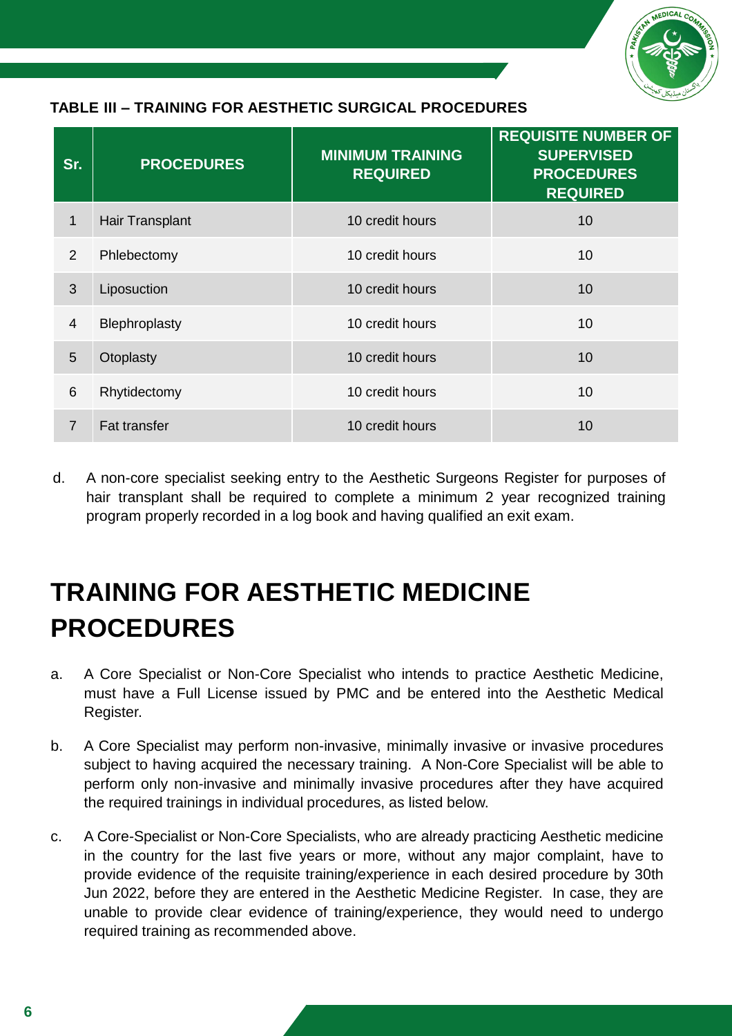**TABLE III – TRAINING FOR AESTHETIC SURGICAL PROCEDURES**

| Sr. | PROCEDURES | MINIMUM TRAINING REQUIRED | REQUISITE NUMBER OF SUPERVISED PROCEDURES REQUIRED |
|---|---|---|---|
| 1 | Hair Transplant | 10 credit hours | 10 |
| 2 | Phlebectomy | 10 credit hours | 10 |
| 3 | Liposuction | 10 credit hours | 10 |
| 4 | Blephroplasty | 10 credit hours | 10 |
| 5 | Otoplasty | 10 credit hours | 10 |
| 6 | Rhytidectomy | 10 credit hours | 10 |
| 7 | Fat transfer | 10 credit hours | 10 |

d. A non-core specialist seeking entry to the Aesthetic Surgeons Register for purposes of hair transplant shall be required to complete a minimum 2 year recognized training program properly recorded in a log book and having qualified an exit exam.

# TRAINING FOR AESTHETIC MEDICINE PROCEDURES

a. A Core Specialist or Non-Core Specialist who intends to practice Aesthetic Medicine, must have a Full License issued by PMC and be entered into the Aesthetic Medical Register.

b. A Core Specialist may perform non-invasive, minimally invasive or invasive procedures subject to having acquired the necessary training. A Non-Core Specialist will be able to perform only non-invasive and minimally invasive procedures after they have acquired the required trainings in individual procedures, as listed below.

c. A Core-Specialist or Non-Core Specialists, who are already practicing Aesthetic medicine in the country for the last five years or more, without any major complaint, have to provide evidence of the requisite training/experience in each desired procedure by 30th Jun 2022, before they are entered in the Aesthetic Medicine Register. In case, they are unable to provide clear evidence of training/experience, they would need to undergo required training as recommended above.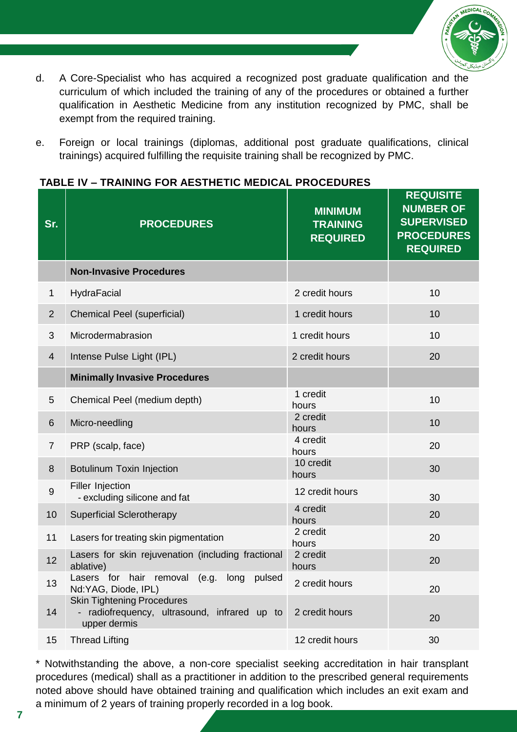d. A Core-Specialist who has acquired a recognized post graduate qualification and the curriculum of which included the training of any of the procedures or obtained a further qualification in Aesthetic Medicine from any institution recognized by PMC, shall be exempt from the required training.

e. Foreign or local trainings (diplomas, additional post graduate qualifications, clinical trainings) acquired fulfilling the requisite training shall be recognized by PMC.

**TABLE IV – TRAINING FOR AESTHETIC MEDICAL PROCEDURES**

| Sr. | PROCEDURES | MINIMUM TRAINING REQUIRED | REQUISITE NUMBER OF SUPERVISED PROCEDURES REQUIRED |
|---|---|---|---|
| | **Non-Invasive Procedures** | | |
| 1 | HydraFacial | 2 credit hours | 10 |
| 2 | Chemical Peel (superficial) | 1 credit hours | 10 |
| 3 | Microdermabrasion | 1 credit hours | 10 |
| 4 | Intense Pulse Light (IPL) | 2 credit hours | 20 |
| | **Minimally Invasive Procedures** | | |
| 5 | Chemical Peel (medium depth) | 1 credit hours | 10 |
| 6 | Micro-needling | 2 credit hours | 10 |
| 7 | PRP (scalp, face) | 4 credit hours | 20 |
| 8 | Botulinum Toxin Injection | 10 credit hours | 30 |
| 9 | Filler Injection - excluding silicone and fat | 12 credit hours | 30 |
| 10 | Superficial Sclerotherapy | 4 credit hours | 20 |
| 11 | Lasers for treating skin pigmentation | 2 credit hours | 20 |
| 12 | Lasers for skin rejuvenation (including fractional ablative) | 2 credit hours | 20 |
| 13 | Lasers for hair removal (e.g. long pulsed Nd:YAG, Diode, IPL) | 2 credit hours | 20 |
| 14 | Skin Tightening Procedures - radiofrequency, ultrasound, infrared up to upper dermis | 2 credit hours | 20 |
| 15 | Thread Lifting | 12 credit hours | 30 |

* Notwithstanding the above, a non-core specialist seeking accreditation in hair transplant procedures (medical) shall as a practitioner in addition to the prescribed general requirements noted above should have obtained training and qualification which includes an exit exam and a minimum of 2 years of training properly recorded in a log book.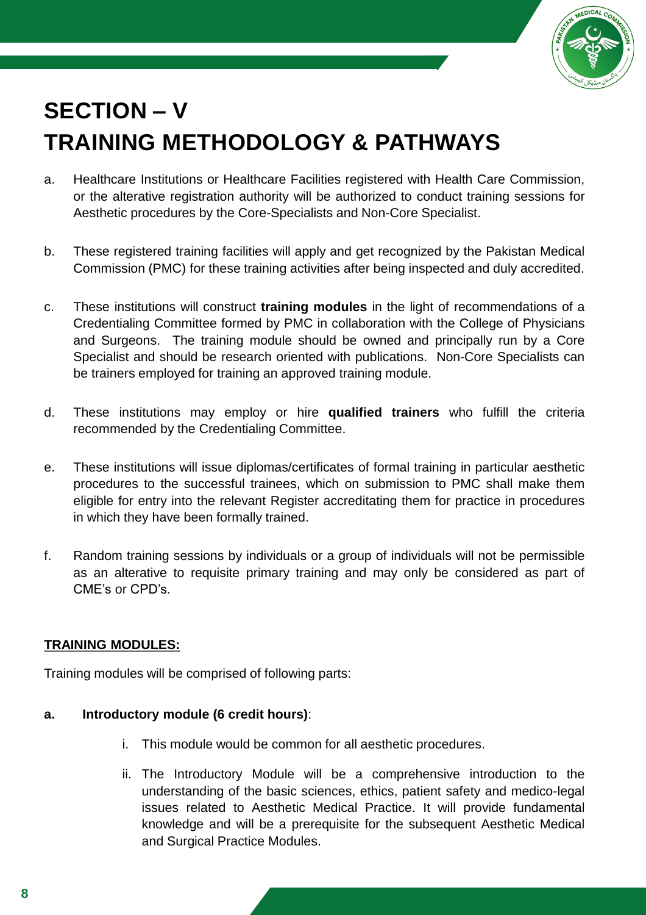# SECTION – V
# TRAINING METHODOLOGY & PATHWAYS

a. Healthcare Institutions or Healthcare Facilities registered with Health Care Commission, or the alterative registration authority will be authorized to conduct training sessions for Aesthetic procedures by the Core-Specialists and Non-Core Specialist.

b. These registered training facilities will apply and get recognized by the Pakistan Medical Commission (PMC) for these training activities after being inspected and duly accredited.

c. These institutions will construct **training modules** in the light of recommendations of a Credentialing Committee formed by PMC in collaboration with the College of Physicians and Surgeons. The training module should be owned and principally run by a Core Specialist and should be research oriented with publications. Non-Core Specialists can be trainers employed for training an approved training module.

d. These institutions may employ or hire **qualified trainers** who fulfill the criteria recommended by the Credentialing Committee.

e. These institutions will issue diplomas/certificates of formal training in particular aesthetic procedures to the successful trainees, which on submission to PMC shall make them eligible for entry into the relevant Register accreditating them for practice in procedures in which they have been formally trained.

f. Random training sessions by individuals or a group of individuals will not be permissible as an alterative to requisite primary training and may only be considered as part of CME's or CPD's.

**TRAINING MODULES:**

Training modules will be comprised of following parts:

**a. Introductory module (6 credit hours)**:

i. This module would be common for all aesthetic procedures.

ii. The Introductory Module will be a comprehensive introduction to the understanding of the basic sciences, ethics, patient safety and medico-legal issues related to Aesthetic Medical Practice. It will provide fundamental knowledge and will be a prerequisite for the subsequent Aesthetic Medical and Surgical Practice Modules.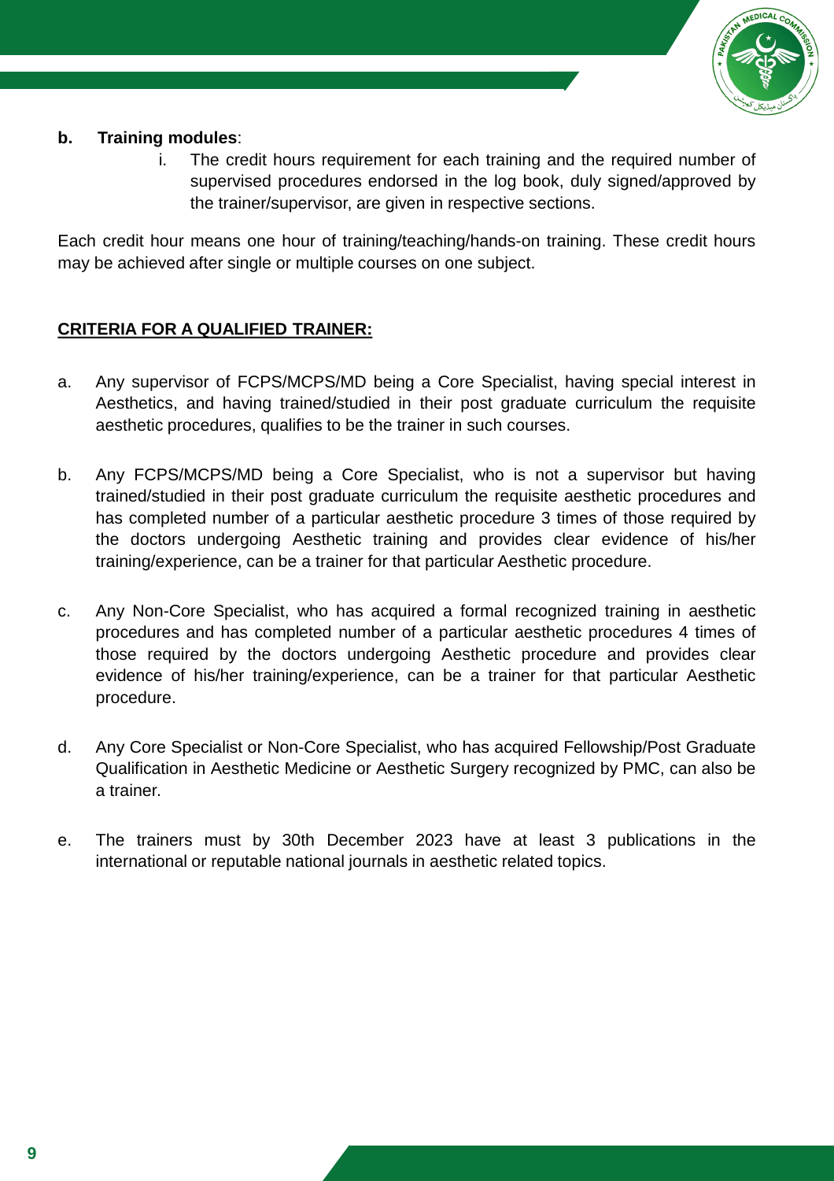**b. Training modules**:

i. The credit hours requirement for each training and the required number of supervised procedures endorsed in the log book, duly signed/approved by the trainer/supervisor, are given in respective sections.

Each credit hour means one hour of training/teaching/hands-on training. These credit hours may be achieved after single or multiple courses on one subject.

**<u>CRITERIA FOR A QUALIFIED TRAINER:</u>**

a. Any supervisor of FCPS/MCPS/MD being a Core Specialist, having special interest in Aesthetics, and having trained/studied in their post graduate curriculum the requisite aesthetic procedures, qualifies to be the trainer in such courses.

b. Any FCPS/MCPS/MD being a Core Specialist, who is not a supervisor but having trained/studied in their post graduate curriculum the requisite aesthetic procedures and has completed number of a particular aesthetic procedure 3 times of those required by the doctors undergoing Aesthetic training and provides clear evidence of his/her training/experience, can be a trainer for that particular Aesthetic procedure.

c. Any Non-Core Specialist, who has acquired a formal recognized training in aesthetic procedures and has completed number of a particular aesthetic procedures 4 times of those required by the doctors undergoing Aesthetic procedure and provides clear evidence of his/her training/experience, can be a trainer for that particular Aesthetic procedure.

d. Any Core Specialist or Non-Core Specialist, who has acquired Fellowship/Post Graduate Qualification in Aesthetic Medicine or Aesthetic Surgery recognized by PMC, can also be a trainer.

e. The trainers must by 30th December 2023 have at least 3 publications in the international or reputable national journals in aesthetic related topics.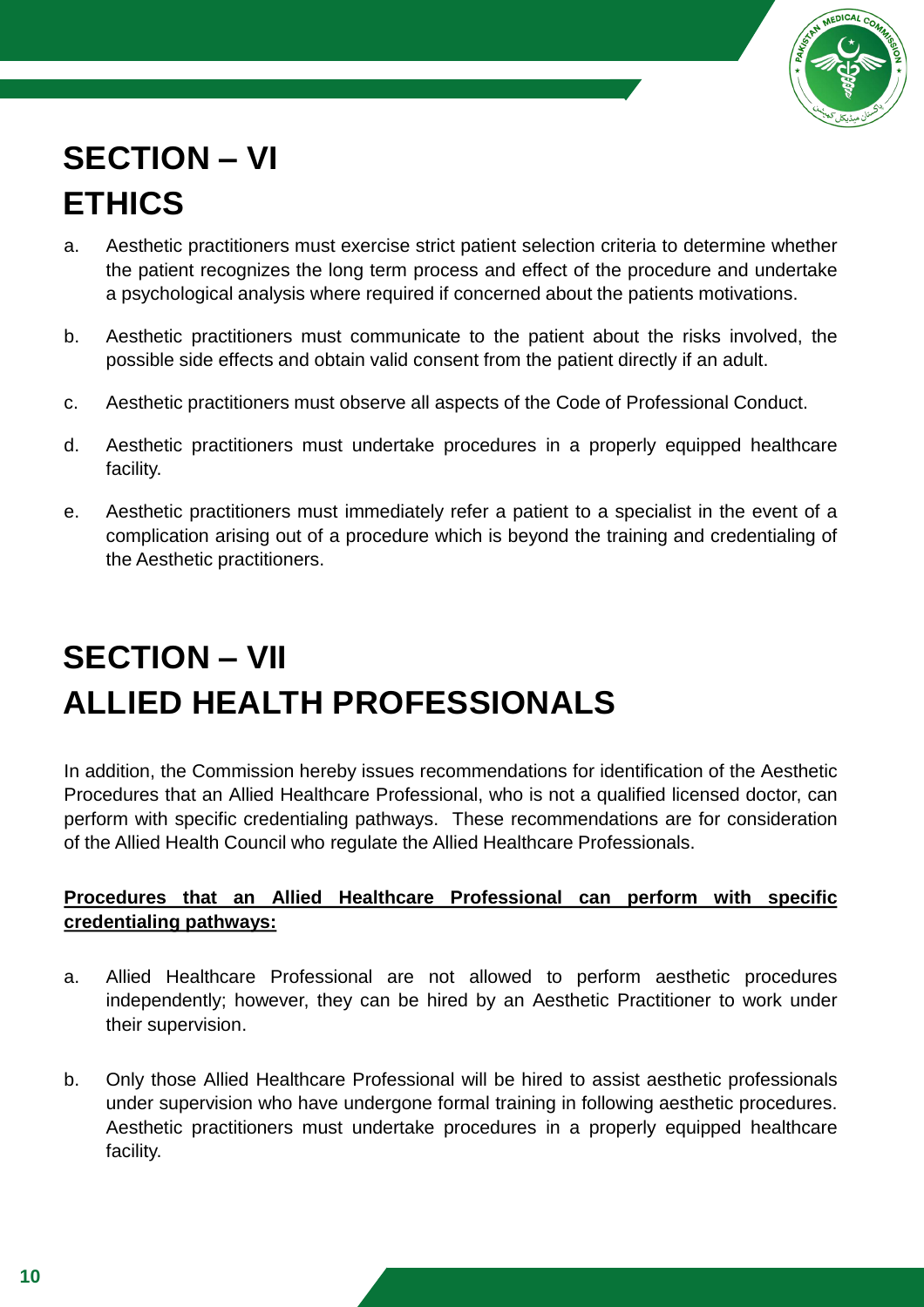# SECTION – VI
# ETHICS

a. Aesthetic practitioners must exercise strict patient selection criteria to determine whether the patient recognizes the long term process and effect of the procedure and undertake a psychological analysis where required if concerned about the patients motivations.

b. Aesthetic practitioners must communicate to the patient about the risks involved, the possible side effects and obtain valid consent from the patient directly if an adult.

c. Aesthetic practitioners must observe all aspects of the Code of Professional Conduct.

d. Aesthetic practitioners must undertake procedures in a properly equipped healthcare facility.

e. Aesthetic practitioners must immediately refer a patient to a specialist in the event of a complication arising out of a procedure which is beyond the training and credentialing of the Aesthetic practitioners.

# SECTION – VII
# ALLIED HEALTH PROFESSIONALS

In addition, the Commission hereby issues recommendations for identification of the Aesthetic Procedures that an Allied Healthcare Professional, who is not a qualified licensed doctor, can perform with specific credentialing pathways. These recommendations are for consideration of the Allied Health Council who regulate the Allied Healthcare Professionals.

**Procedures that an Allied Healthcare Professional can perform with specific credentialing pathways:**

a. Allied Healthcare Professional are not allowed to perform aesthetic procedures independently; however, they can be hired by an Aesthetic Practitioner to work under their supervision.

b. Only those Allied Healthcare Professional will be hired to assist aesthetic professionals under supervision who have undergone formal training in following aesthetic procedures. Aesthetic practitioners must undertake procedures in a properly equipped healthcare facility.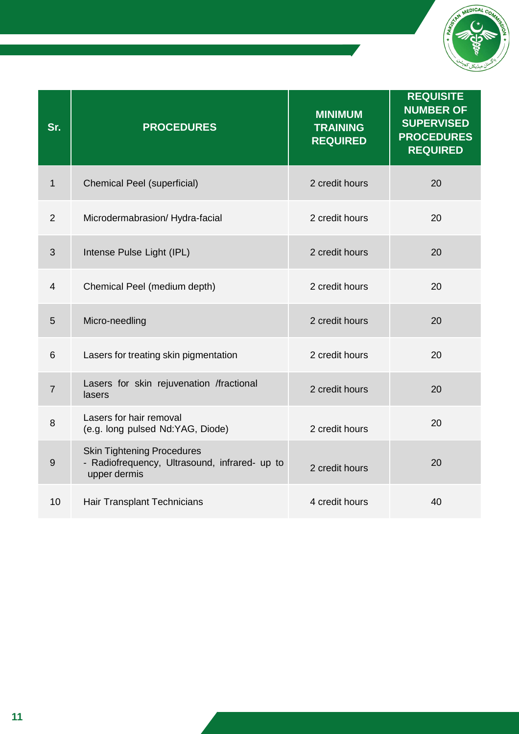| Sr. | PROCEDURES | MINIMUM TRAINING REQUIRED | REQUISITE NUMBER OF SUPERVISED PROCEDURES REQUIRED |
|---|---|---|---|
| 1 | Chemical Peel (superficial) | 2 credit hours | 20 |
| 2 | Microdermabrasion/ Hydra-facial | 2 credit hours | 20 |
| 3 | Intense Pulse Light (IPL) | 2 credit hours | 20 |
| 4 | Chemical Peel (medium depth) | 2 credit hours | 20 |
| 5 | Micro-needling | 2 credit hours | 20 |
| 6 | Lasers for treating skin pigmentation | 2 credit hours | 20 |
| 7 | Lasers for skin rejuvenation /fractional lasers | 2 credit hours | 20 |
| 8 | Lasers for hair removal (e.g. long pulsed Nd:YAG, Diode) | 2 credit hours | 20 |
| 9 | Skin Tightening Procedures - Radiofrequency, Ultrasound, infrared- up to upper dermis | 2 credit hours | 20 |
| 10 | Hair Transplant Technicians | 4 credit hours | 40 |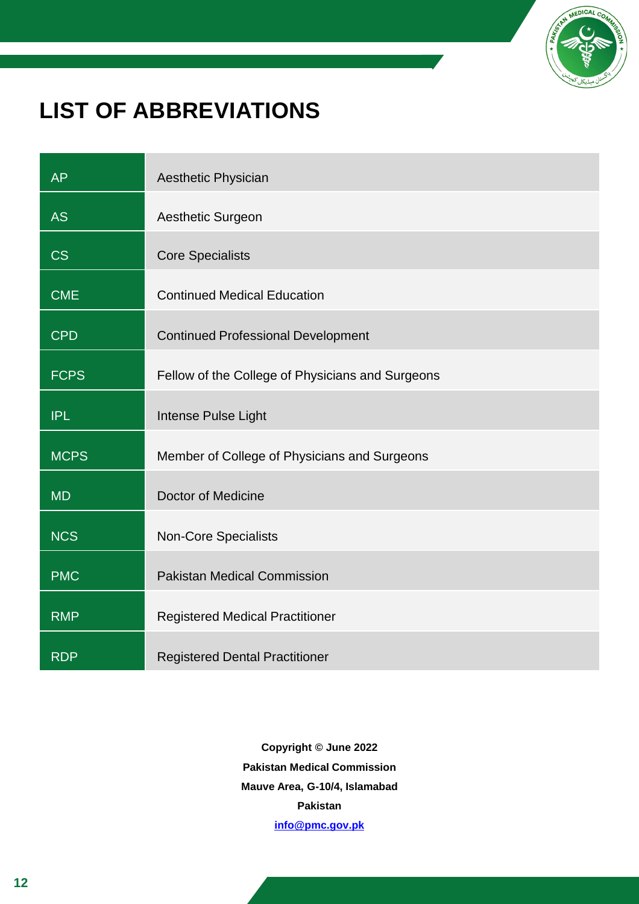# LIST OF ABBREVIATIONS

| | |
|---|---|
| AP | Aesthetic Physician |
| AS | Aesthetic Surgeon |
| CS | Core Specialists |
| CME | Continued Medical Education |
| CPD | Continued Professional Development |
| FCPS | Fellow of the College of Physicians and Surgeons |
| IPL | Intense Pulse Light |
| MCPS | Member of College of Physicians and Surgeons |
| MD | Doctor of Medicine |
| NCS | Non-Core Specialists |
| PMC | Pakistan Medical Commission |
| RMP | Registered Medical Practitioner |
| RDP | Registered Dental Practitioner |

**Copyright © June 2022**

**Pakistan Medical Commission**

**Mauve Area, G-10/4, Islamabad**

**Pakistan**

**info@pmc.gov.pk**